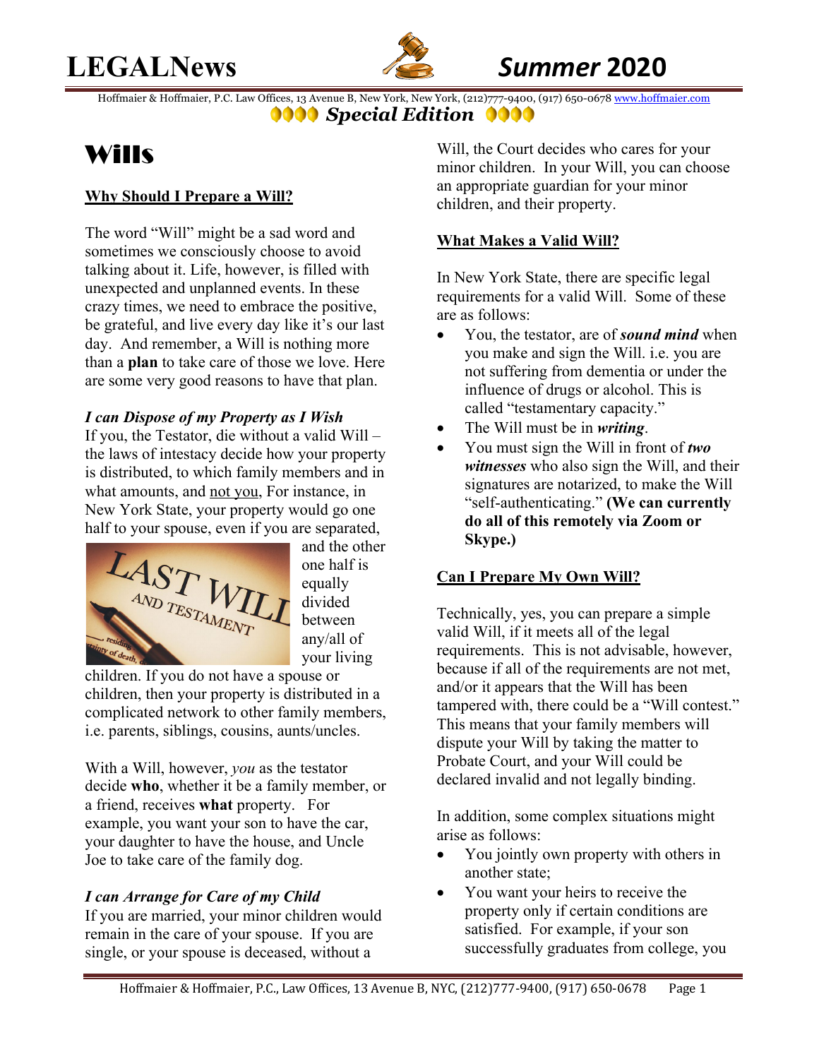# LEGALNews

## *Summer* 2020

Hoffmaier & Hoffmaier, P.C. Law Offices, 13 Avenue B, New York, New York, (212)777-9400, (917) 650-0678 www.hoffmaier.com

***Special Edition***

# Wills

## Why Should I Prepare a Will?

The word "Will" might be a sad word and sometimes we consciously choose to avoid talking about it. Life, however, is filled with unexpected and unplanned events. In these crazy times, we need to embrace the positive, be grateful, and live every day like it's our last day. And remember, a Will is nothing more than a **plan** to take care of those we love. Here are some very good reasons to have that plan.

***I can Dispose of my Property as I Wish***

If you, the Testator, die without a valid Will – the laws of intestacy decide how your property is distributed, to which family members and in what amounts, and not you, For instance, in New York State, your property would go one half to your spouse, even if you are separated, and the other one half is equally divided between any/all of your living children. If you do not have a spouse or children, then your property is distributed in a complicated network to other family members, i.e. parents, siblings, cousins, aunts/uncles.

With a Will, however, *you* as the testator decide **who**, whether it be a family member, or a friend, receives **what** property. For example, you want your son to have the car, your daughter to have the house, and Uncle Joe to take care of the family dog.

***I can Arrange for Care of my Child***

If you are married, your minor children would remain in the care of your spouse. If you are single, or your spouse is deceased, without a Will, the Court decides who cares for your minor children. In your Will, you can choose an appropriate guardian for your minor children, and their property.

## What Makes a Valid Will?

In New York State, there are specific legal requirements for a valid Will. Some of these are as follows:

- You, the testator, are of ***sound mind*** when you make and sign the Will. i.e. you are not suffering from dementia or under the influence of drugs or alcohol. This is called "testamentary capacity."
- The Will must be in ***writing***.
- You must sign the Will in front of ***two witnesses*** who also sign the Will, and their signatures are notarized, to make the Will "self-authenticating." **(We can currently do all of this remotely via Zoom or Skype.)**

## Can I Prepare My Own Will?

Technically, yes, you can prepare a simple valid Will, if it meets all of the legal requirements. This is not advisable, however, because if all of the requirements are not met, and/or it appears that the Will has been tampered with, there could be a "Will contest." This means that your family members will dispute your Will by taking the matter to Probate Court, and your Will could be declared invalid and not legally binding.

In addition, some complex situations might arise as follows:

- You jointly own property with others in another state;
- You want your heirs to receive the property only if certain conditions are satisfied. For example, if your son successfully graduates from college, you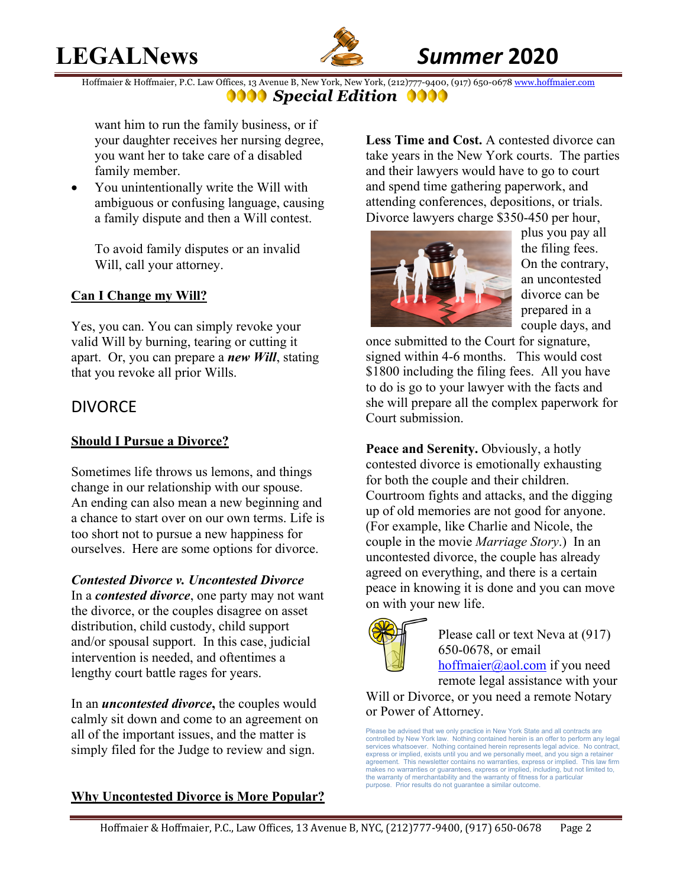want him to run the family business, or if your daughter receives her nursing degree, you want her to take care of a disabled family member.

- You unintentionally write the Will with ambiguous or confusing language, causing a family dispute and then a Will contest.

To avoid family disputes or an invalid Will, call your attorney.

**Can I Change my Will?**

Yes, you can. You can simply revoke your valid Will by burning, tearing or cutting it apart. Or, you can prepare a ***new Will***, stating that you revoke all prior Wills.

## DIVORCE

**Should I Pursue a Divorce?**

Sometimes life throws us lemons, and things change in our relationship with our spouse. An ending can also mean a new beginning and a chance to start over on our own terms. Life is too short not to pursue a new happiness for ourselves. Here are some options for divorce.

***Contested Divorce v. Uncontested Divorce***

In a ***contested divorce***, one party may not want the divorce, or the couples disagree on asset distribution, child custody, child support and/or spousal support. In this case, judicial intervention is needed, and oftentimes a lengthy court battle rages for years.

In an ***uncontested divorce***, the couples would calmly sit down and come to an agreement on all of the important issues, and the matter is simply filed for the Judge to review and sign.

**Why Uncontested Divorce is More Popular?**

**Less Time and Cost.** A contested divorce can take years in the New York courts. The parties and their lawyers would have to go to court and spend time gathering paperwork, and attending conferences, depositions, or trials. Divorce lawyers charge $350-450 per hour, plus you pay all the filing fees. On the contrary, an uncontested divorce can be prepared in a couple days, and once submitted to the Court for signature, signed within 4-6 months. This would cost $1800 including the filing fees. All you have to do is go to your lawyer with the facts and she will prepare all the complex paperwork for Court submission.

**Peace and Serenity.** Obviously, a hotly contested divorce is emotionally exhausting for both the couple and their children. Courtroom fights and attacks, and the digging up of old memories are not good for anyone. (For example, like Charlie and Nicole, the couple in the movie *Marriage Story*.) In an uncontested divorce, the couple has already agreed on everything, and there is a certain peace in knowing it is done and you can move on with your new life.

Please call or text Neva at (917) 650-0678, or email hoffmaier@aol.com if you need remote legal assistance with your Will or Divorce, or you need a remote Notary or Power of Attorney.

Please be advised that we only practice in New York State and all contracts are controlled by New York law. Nothing contained herein is an offer to perform any legal services whatsoever. Nothing contained herein represents legal advice. No contract, express or implied, exists until you and we personally meet, and you sign a retainer agreement. This newsletter contains no warranties or guarantees, express or implied. This law firm makes no warranties or guarantees, express or implied, including, but not limited to, the warranty of merchantability and the warranty of fitness for a particular purpose. Prior results do not guarantee a similar outcome.